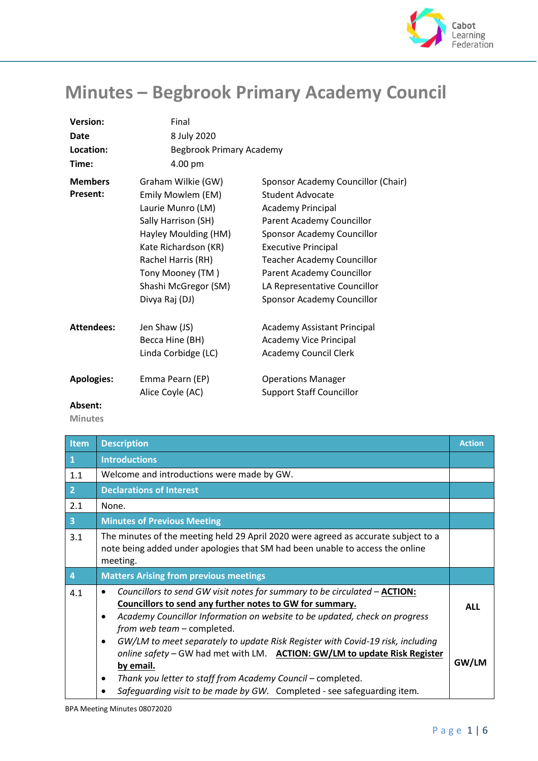# Minutes – Begbrook Primary Academy Council

| | | |
|---|---|---|
| **Version:** | Final | |
| **Date** | 8 July 2020 | |
| **Location:** | Begbrook Primary Academy | |
| **Time:** | 4.00 pm | |
| **Members Present:** | Graham Wilkie (GW) | Sponsor Academy Councillor (Chair) |
| | Emily Mowlem (EM) | Student Advocate |
| | Laurie Munro (LM) | Academy Principal |
| | Sally Harrison (SH) | Parent Academy Councillor |
| | Hayley Moulding (HM) | Sponsor Academy Councillor |
| | Kate Richardson (KR) | Executive Principal |
| | Rachel Harris (RH) | Teacher Academy Councillor |
| | Tony Mooney (TM ) | Parent Academy Councillor |
| | Shashi McGregor (SM) | LA Representative Councillor |
| | Divya Raj (DJ) | Sponsor Academy Councillor |
| **Attendees:** | Jen Shaw (JS) | Academy Assistant Principal |
| | Becca Hine (BH) | Academy Vice Principal |
| | Linda Corbidge (LC) | Academy Council Clerk |
| **Apologies:** | Emma Pearn (EP) | Operations Manager |
| | Alice Coyle (AC) | Support Staff Councillor |
| **Absent:** | | |

Minutes

| Item | Description | Action |
|---|---|---|
| **1** | **Introductions** | |
| 1.1 | Welcome and introductions were made by GW. | |
| **2** | **Declarations of Interest** | |
| 2.1 | None. | |
| **3** | **Minutes of Previous Meeting** | |
| 3.1 | The minutes of the meeting held 29 April 2020 were agreed as accurate subject to a note being added under apologies that SM had been unable to access the online meeting. | |
| **4** | **Matters Arising from previous meetings** | |
| 4.1 | • *Councillors to send GW visit notes for summary to be circulated* – **ACTION: Councillors to send any further notes to GW for summary.**<br>• *Academy Councillor Information on website to be updated, check on progress from web team* – completed.<br>• *GW/LM to meet separately to update Risk Register with Covid-19 risk, including online safety* – GW had met with LM. **ACTION: GW/LM to update Risk Register by email.**<br>• *Thank you letter to staff from Academy Council* – completed.<br>• *Safeguarding visit to be made by GW.* Completed - see safeguarding item. | **ALL**<br><br>**GW/LM** |

BPA Meeting Minutes 08072020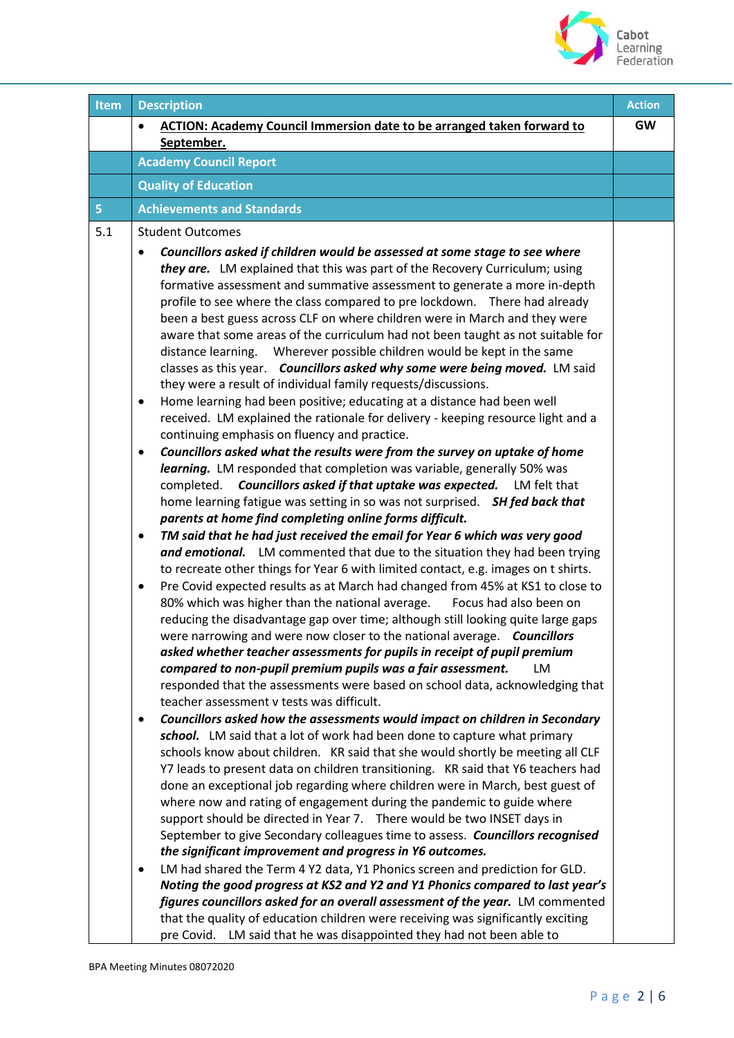| Item | Description | Action |
|---|---|---|
| | • <u>**ACTION: Academy Council Immersion date to be arranged taken forward to September.**</u> | **GW** |
| | **Academy Council Report** | |
| | **Quality of Education** | |
| **5** | **Achievements and Standards** | |
| 5.1 | Student Outcomes<br>• ***Councillors asked if children would be assessed at some stage to see where they are.*** LM explained that this was part of the Recovery Curriculum; using formative assessment and summative assessment to generate a more in-depth profile to see where the class compared to pre lockdown. There had already been a best guess across CLF on where children were in March and they were aware that some areas of the curriculum had not been taught as not suitable for distance learning. Wherever possible children would be kept in the same classes as this year. ***Councillors asked why some were being moved.*** LM said they were a result of individual family requests/discussions.<br>• Home learning had been positive; educating at a distance had been well received. LM explained the rationale for delivery - keeping resource light and a continuing emphasis on fluency and practice.<br>• ***Councillors asked what the results were from the survey on uptake of home learning.*** LM responded that completion was variable, generally 50% was completed. ***Councillors asked if that uptake was expected.*** LM felt that home learning fatigue was setting in so was not surprised. ***SH fed back that parents at home find completing online forms difficult.***<br>• ***TM said that he had just received the email for Year 6 which was very good and emotional.*** LM commented that due to the situation they had been trying to recreate other things for Year 6 with limited contact, e.g. images on t shirts.<br>• Pre Covid expected results as at March had changed from 45% at KS1 to close to 80% which was higher than the national average. Focus had also been on reducing the disadvantage gap over time; although still looking quite large gaps were narrowing and were now closer to the national average. ***Councillors asked whether teacher assessments for pupils in receipt of pupil premium compared to non-pupil premium pupils was a fair assessment.*** LM responded that the assessments were based on school data, acknowledging that teacher assessment v tests was difficult.<br>• ***Councillors asked how the assessments would impact on children in Secondary school.*** LM said that a lot of work had been done to capture what primary schools know about children. KR said that she would shortly be meeting all CLF Y7 leads to present data on children transitioning. KR said that Y6 teachers had done an exceptional job regarding where children were in March, best guest of where now and rating of engagement during the pandemic to guide where support should be directed in Year 7. There would be two INSET days in September to give Secondary colleagues time to assess. ***Councillors recognised the significant improvement and progress in Y6 outcomes.***<br>• LM had shared the Term 4 Y2 data, Y1 Phonics screen and prediction for GLD. ***Noting the good progress at KS2 and Y2 and Y1 Phonics compared to last year's figures councillors asked for an overall assessment of the year.*** LM commented that the quality of education children were receiving was significantly exciting pre Covid. LM said that he was disappointed they had not been able to | |

BPA Meeting Minutes 08072020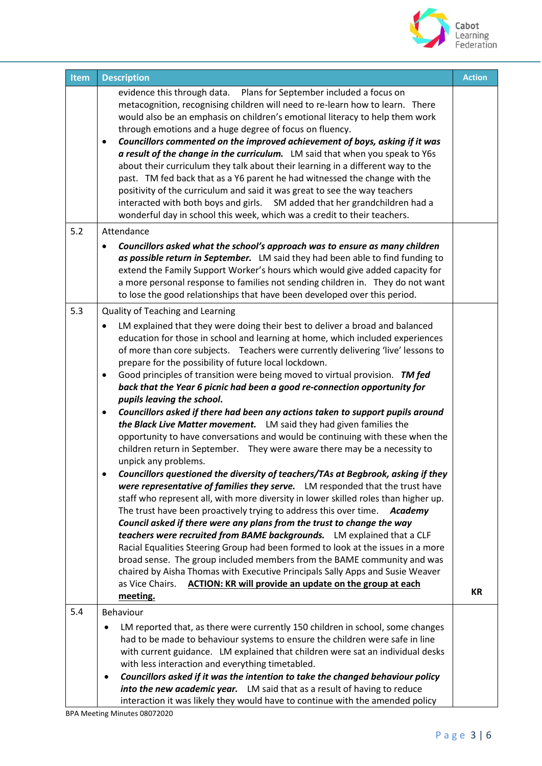| Item | Description | Action |
|---|---|---|
| | evidence this through data. Plans for September included a focus on metacognition, recognising children will need to re-learn how to learn. There would also be an emphasis on children's emotional literacy to help them work through emotions and a huge degree of focus on fluency.<br>• ***Councillors commented on the improved achievement of boys, asking if it was a result of the change in the curriculum.*** LM said that when you speak to Y6s about their curriculum they talk about their learning in a different way to the past. TM fed back that as a Y6 parent he had witnessed the change with the positivity of the curriculum and said it was great to see the way teachers interacted with both boys and girls. SM added that her grandchildren had a wonderful day in school this week, which was a credit to their teachers. | |
| 5.2 | Attendance<br>• ***Councillors asked what the school's approach was to ensure as many children as possible return in September.*** LM said they had been able to find funding to extend the Family Support Worker's hours which would give added capacity for a more personal response to families not sending children in. They do not want to lose the good relationships that have been developed over this period. | |
| 5.3 | Quality of Teaching and Learning<br>• LM explained that they were doing their best to deliver a broad and balanced education for those in school and learning at home, which included experiences of more than core subjects. Teachers were currently delivering 'live' lessons to prepare for the possibility of future local lockdown.<br>• Good principles of transition were being moved to virtual provision. ***TM fed back that the Year 6 picnic had been a good re-connection opportunity for pupils leaving the school.***<br>• ***Councillors asked if there had been any actions taken to support pupils around the Black Live Matter movement.*** LM said they had given families the opportunity to have conversations and would be continuing with these when the children return in September. They were aware there may be a necessity to unpick any problems.<br>• ***Councillors questioned the diversity of teachers/TAs at Begbrook, asking if they were representative of families they serve.*** LM responded that the trust have staff who represent all, with more diversity in lower skilled roles than higher up. The trust have been proactively trying to address this over time. ***Academy Council asked if there were any plans from the trust to change the way teachers were recruited from BAME backgrounds.*** LM explained that a CLF Racial Equalities Steering Group had been formed to look at the issues in a more broad sense. The group included members from the BAME community and was chaired by Aisha Thomas with Executive Principals Sally Apps and Susie Weaver as Vice Chairs. <u>**ACTION: KR will provide an update on the group at each meeting.**</u> | **KR** |
| 5.4 | Behaviour<br>• LM reported that, as there were currently 150 children in school, some changes had to be made to behaviour systems to ensure the children were safe in line with current guidance. LM explained that children were sat an individual desks with less interaction and everything timetabled.<br>• ***Councillors asked if it was the intention to take the changed behaviour policy into the new academic year.*** LM said that as a result of having to reduce interaction it was likely they would have to continue with the amended policy | |

BPA Meeting Minutes 08072020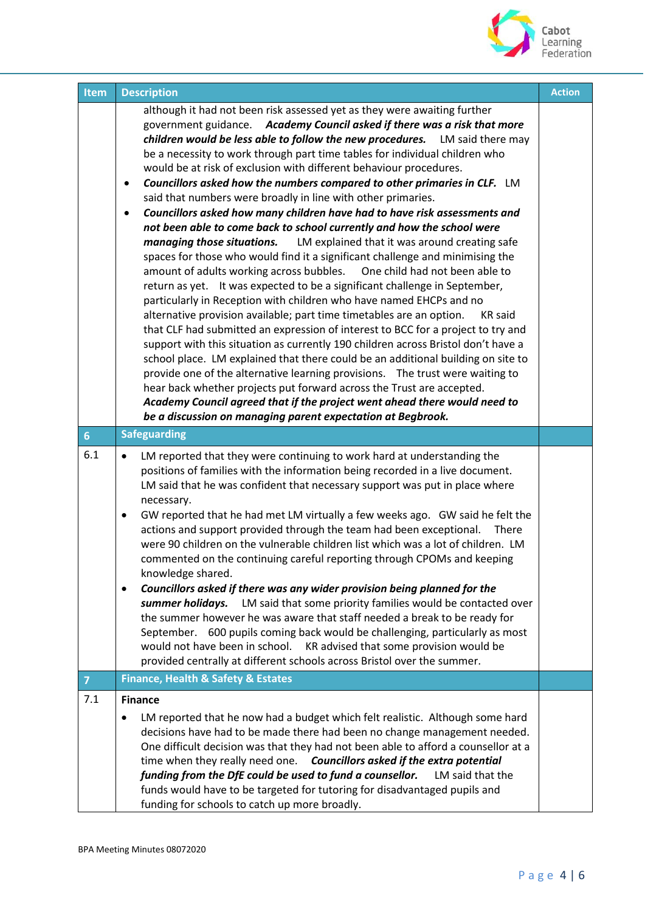| Item | Description | Action |
|---|---|---|
| | although it had not been risk assessed yet as they were awaiting further government guidance. ***Academy Council asked if there was a risk that more children would be less able to follow the new procedures.*** LM said there may be a necessity to work through part time tables for individual children who would be at risk of exclusion with different behaviour procedures.<br>• ***Councillors asked how the numbers compared to other primaries in CLF.*** LM said that numbers were broadly in line with other primaries.<br>• ***Councillors asked how many children have had to have risk assessments and not been able to come back to school currently and how the school were managing those situations.*** LM explained that it was around creating safe spaces for those who would find it a significant challenge and minimising the amount of adults working across bubbles. One child had not been able to return as yet. It was expected to be a significant challenge in September, particularly in Reception with children who have named EHCPs and no alternative provision available; part time timetables are an option. KR said that CLF had submitted an expression of interest to BCC for a project to try and support with this situation as currently 190 children across Bristol don't have a school place. LM explained that there could be an additional building on site to provide one of the alternative learning provisions. The trust were waiting to hear back whether projects put forward across the Trust are accepted. ***Academy Council agreed that if the project went ahead there would need to be a discussion on managing parent expectation at Begbrook.*** | |
| **6** | **Safeguarding** | |
| 6.1 | • LM reported that they were continuing to work hard at understanding the positions of families with the information being recorded in a live document. LM said that he was confident that necessary support was put in place where necessary.<br>• GW reported that he had met LM virtually a few weeks ago. GW said he felt the actions and support provided through the team had been exceptional. There were 90 children on the vulnerable children list which was a lot of children. LM commented on the continuing careful reporting through CPOMs and keeping knowledge shared.<br>• ***Councillors asked if there was any wider provision being planned for the summer holidays.*** LM said that some priority families would be contacted over the summer however he was aware that staff needed a break to be ready for September. 600 pupils coming back would be challenging, particularly as most would not have been in school. KR advised that some provision would be provided centrally at different schools across Bristol over the summer. | |
| **7** | **Finance, Health & Safety & Estates** | |
| 7.1 | **Finance**<br>• LM reported that he now had a budget which felt realistic. Although some hard decisions have had to be made there had been no change management needed. One difficult decision was that they had not been able to afford a counsellor at a time when they really need one. ***Councillors asked if the extra potential funding from the DfE could be used to fund a counsellor.*** LM said that the funds would have to be targeted for tutoring for disadvantaged pupils and funding for schools to catch up more broadly. | |

BPA Meeting Minutes 08072020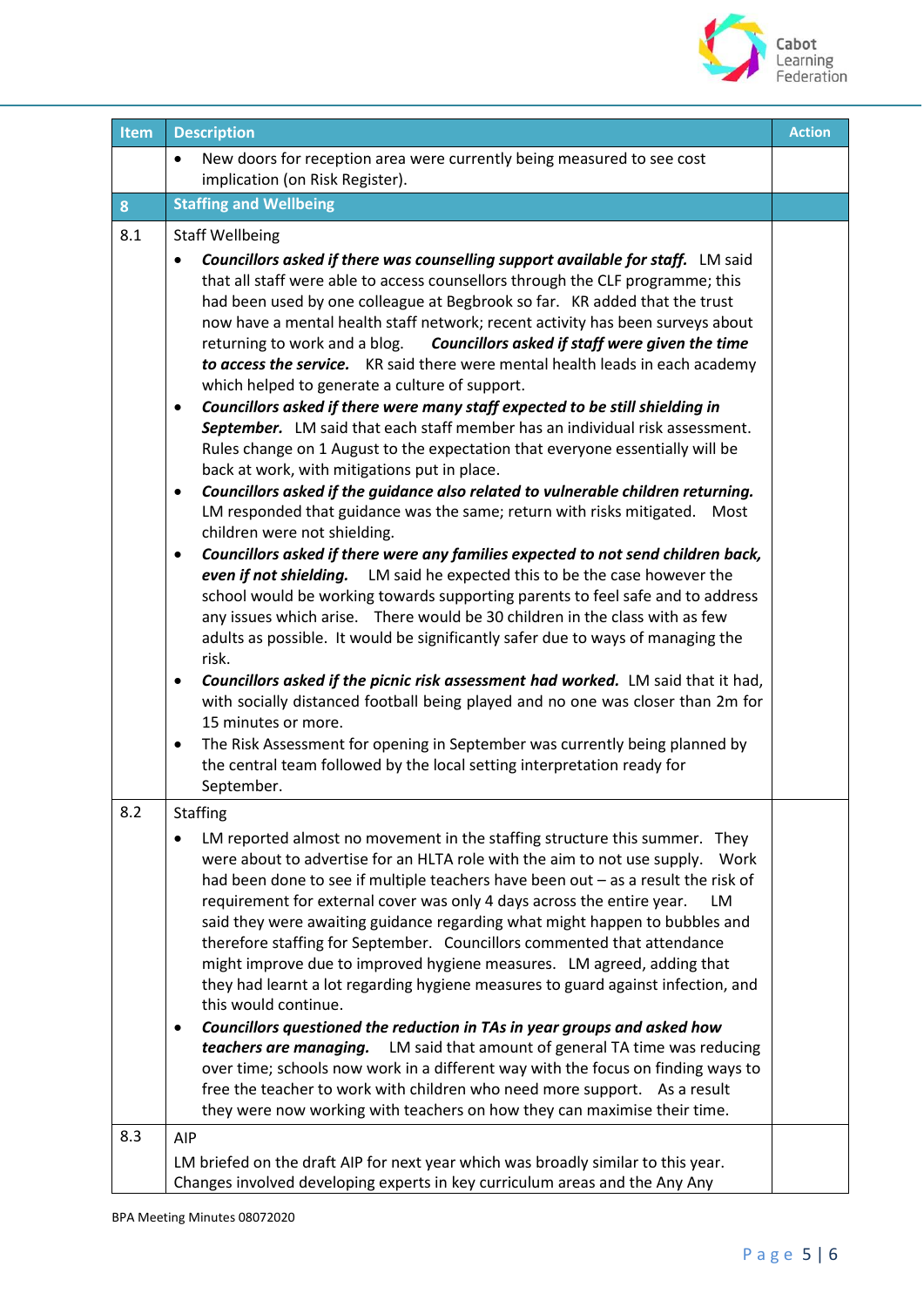| Item | Description | Action |
|---|---|---|
| | • New doors for reception area were currently being measured to see cost implication (on Risk Register). | |
| **8** | **Staffing and Wellbeing** | |
| 8.1 | Staff Wellbeing<br>• ***Councillors asked if there was counselling support available for staff.*** LM said that all staff were able to access counsellors through the CLF programme; this had been used by one colleague at Begbrook so far. KR added that the trust now have a mental health staff network; recent activity has been surveys about returning to work and a blog. ***Councillors asked if staff were given the time to access the service.*** KR said there were mental health leads in each academy which helped to generate a culture of support.<br>• ***Councillors asked if there were many staff expected to be still shielding in September.*** LM said that each staff member has an individual risk assessment. Rules change on 1 August to the expectation that everyone essentially will be back at work, with mitigations put in place.<br>• ***Councillors asked if the guidance also related to vulnerable children returning.*** LM responded that guidance was the same; return with risks mitigated. Most children were not shielding.<br>• ***Councillors asked if there were any families expected to not send children back, even if not shielding.*** LM said he expected this to be the case however the school would be working towards supporting parents to feel safe and to address any issues which arise. There would be 30 children in the class with as few adults as possible. It would be significantly safer due to ways of managing the risk.<br>• ***Councillors asked if the picnic risk assessment had worked.*** LM said that it had, with socially distanced football being played and no one was closer than 2m for 15 minutes or more.<br>• The Risk Assessment for opening in September was currently being planned by the central team followed by the local setting interpretation ready for September. | |
| 8.2 | Staffing<br>• LM reported almost no movement in the staffing structure this summer. They were about to advertise for an HLTA role with the aim to not use supply. Work had been done to see if multiple teachers have been out – as a result the risk of requirement for external cover was only 4 days across the entire year. LM said they were awaiting guidance regarding what might happen to bubbles and therefore staffing for September. Councillors commented that attendance might improve due to improved hygiene measures. LM agreed, adding that they had learnt a lot regarding hygiene measures to guard against infection, and this would continue.<br>• ***Councillors questioned the reduction in TAs in year groups and asked how teachers are managing.*** LM said that amount of general TA time was reducing over time; schools now work in a different way with the focus on finding ways to free the teacher to work with children who need more support. As a result they were now working with teachers on how they can maximise their time. | |
| 8.3 | AIP<br>LM briefed on the draft AIP for next year which was broadly similar to this year. Changes involved developing experts in key curriculum areas and the Any Any | |

BPA Meeting Minutes 08072020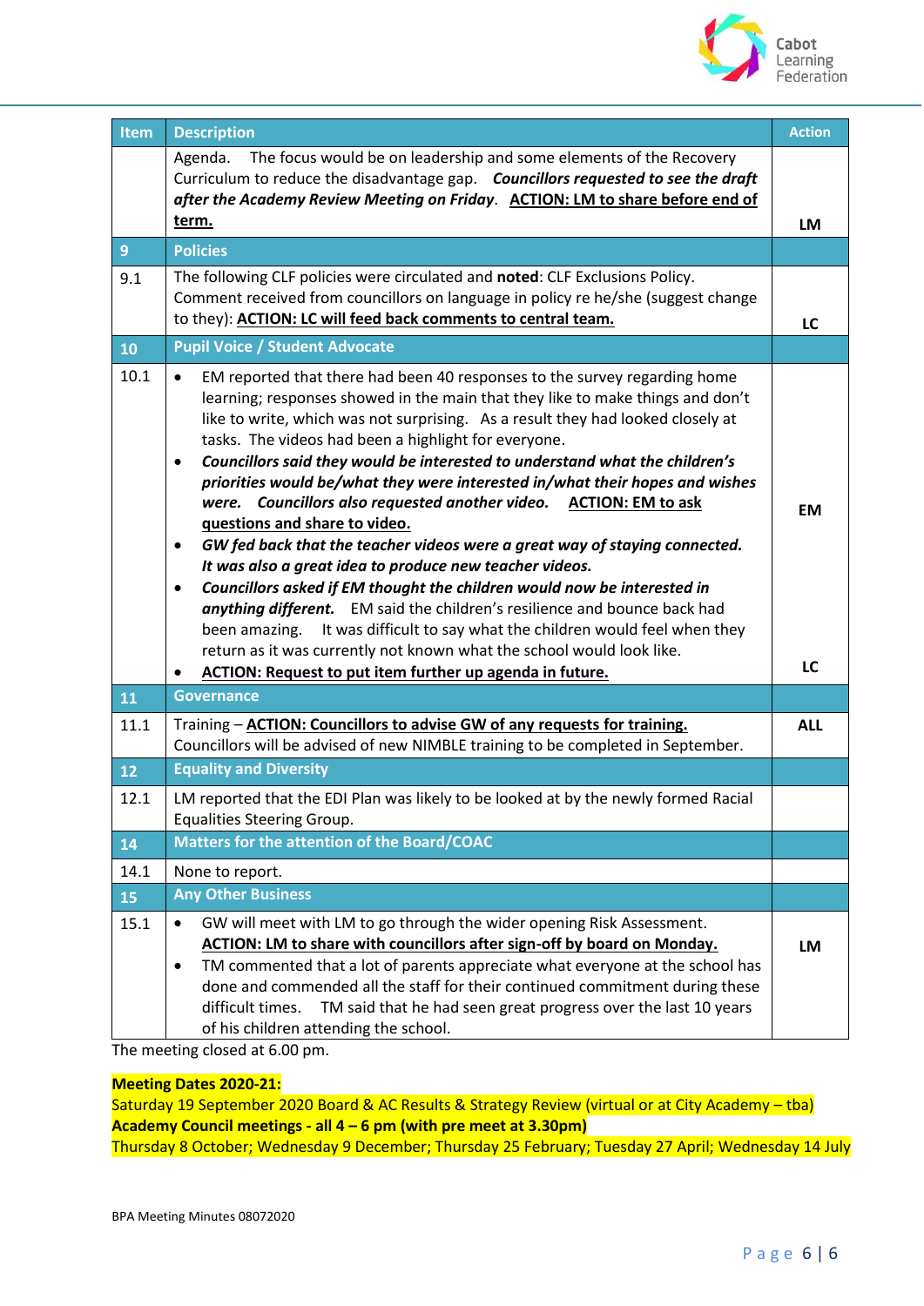| Item | Description | Action |
|---|---|---|
| | Agenda. The focus would be on leadership and some elements of the Recovery Curriculum to reduce the disadvantage gap. ***Councillors requested to see the draft after the Academy Review Meeting on Friday***. **ACTION: LM to share before end of term.** | LM |
| **9** | **Policies** | |
| 9.1 | The following CLF policies were circulated and **noted**: CLF Exclusions Policy. Comment received from councillors on language in policy re he/she (suggest change to they): **ACTION: LC will feed back comments to central team.** | LC |
| **10** | **Pupil Voice / Student Advocate** | |
| 10.1 | • EM reported that there had been 40 responses to the survey regarding home learning; responses showed in the main that they like to make things and don't like to write, which was not surprising. As a result they had looked closely at tasks. The videos had been a highlight for everyone.<br>• ***Councillors said they would be interested to understand what the children's priorities would be/what they were interested in/what their hopes and wishes were. Councillors also requested another video.*** **ACTION: EM to ask questions and share to video.**<br>• ***GW fed back that the teacher videos were a great way of staying connected. It was also a great idea to produce new teacher videos.***<br>• ***Councillors asked if EM thought the children would now be interested in anything different.*** EM said the children's resilience and bounce back had been amazing. It was difficult to say what the children would feel when they return as it was currently not known what the school would look like.<br>• **ACTION: Request to put item further up agenda in future.** | EM<br><br>LC |
| **11** | **Governance** | |
| 11.1 | Training – **ACTION: Councillors to advise GW of any requests for training.** Councillors will be advised of new NIMBLE training to be completed in September. | ALL |
| **12** | **Equality and Diversity** | |
| 12.1 | LM reported that the EDI Plan was likely to be looked at by the newly formed Racial Equalities Steering Group. | |
| **14** | **Matters for the attention of the Board/COAC** | |
| 14.1 | None to report. | |
| **15** | **Any Other Business** | |
| 15.1 | • GW will meet with LM to go through the wider opening Risk Assessment. **ACTION: LM to share with councillors after sign-off by board on Monday.**<br>• TM commented that a lot of parents appreciate what everyone at the school has done and commended all the staff for their continued commitment during these difficult times. TM said that he had seen great progress over the last 10 years of his children attending the school. | LM |

The meeting closed at 6.00 pm.

**Meeting Dates 2020-21:**
Saturday 19 September 2020 Board & AC Results & Strategy Review (virtual or at City Academy – tba)
**Academy Council meetings - all 4 – 6 pm (with pre meet at 3.30pm)**
Thursday 8 October; Wednesday 9 December; Thursday 25 February; Tuesday 27 April; Wednesday 14 July

BPA Meeting Minutes 08072020